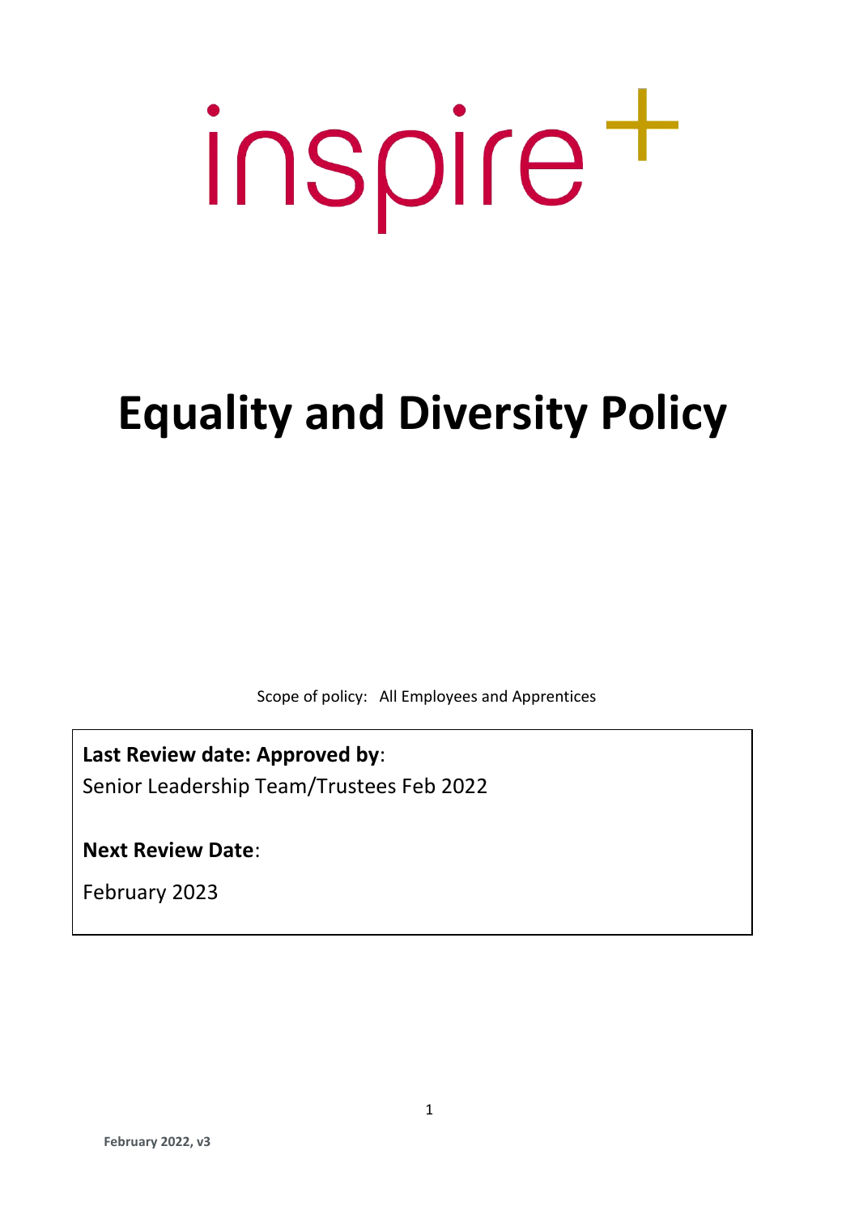inspire+

# Equality and Diversity Policy

Scope of policy: All Employees and Apprentices

**Last Review date: Approved by**:
Senior Leadership Team/Trustees Feb 2022

**Next Review Date**:

February 2023

**February 2022, v3**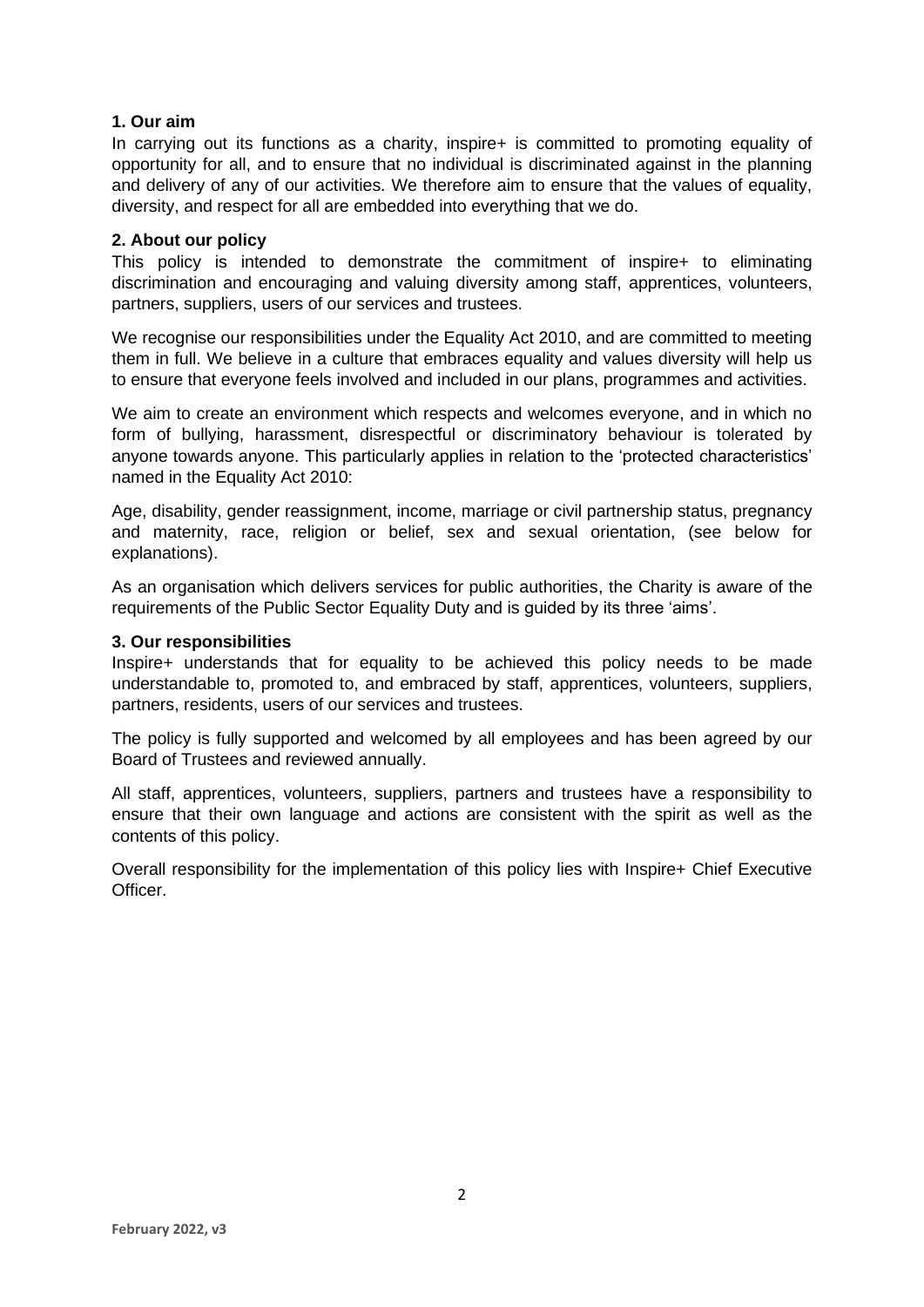**1. Our aim**

In carrying out its functions as a charity, inspire+ is committed to promoting equality of opportunity for all, and to ensure that no individual is discriminated against in the planning and delivery of any of our activities. We therefore aim to ensure that the values of equality, diversity, and respect for all are embedded into everything that we do.

**2. About our policy**

This policy is intended to demonstrate the commitment of inspire+ to eliminating discrimination and encouraging and valuing diversity among staff, apprentices, volunteers, partners, suppliers, users of our services and trustees.

We recognise our responsibilities under the Equality Act 2010, and are committed to meeting them in full. We believe in a culture that embraces equality and values diversity will help us to ensure that everyone feels involved and included in our plans, programmes and activities.

We aim to create an environment which respects and welcomes everyone, and in which no form of bullying, harassment, disrespectful or discriminatory behaviour is tolerated by anyone towards anyone. This particularly applies in relation to the 'protected characteristics' named in the Equality Act 2010:

Age, disability, gender reassignment, income, marriage or civil partnership status, pregnancy and maternity, race, religion or belief, sex and sexual orientation, (see below for explanations).

As an organisation which delivers services for public authorities, the Charity is aware of the requirements of the Public Sector Equality Duty and is guided by its three 'aims'.

**3. Our responsibilities**

Inspire+ understands that for equality to be achieved this policy needs to be made understandable to, promoted to, and embraced by staff, apprentices, volunteers, suppliers, partners, residents, users of our services and trustees.

The policy is fully supported and welcomed by all employees and has been agreed by our Board of Trustees and reviewed annually.

All staff, apprentices, volunteers, suppliers, partners and trustees have a responsibility to ensure that their own language and actions are consistent with the spirit as well as the contents of this policy.

Overall responsibility for the implementation of this policy lies with Inspire+ Chief Executive Officer.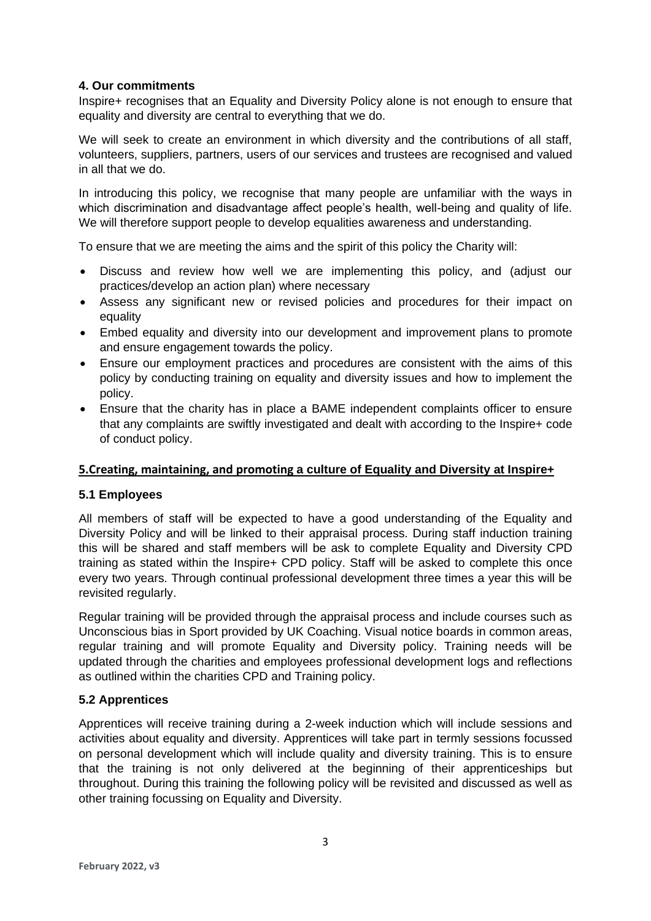### 4. Our commitments

Inspire+ recognises that an Equality and Diversity Policy alone is not enough to ensure that equality and diversity are central to everything that we do.

We will seek to create an environment in which diversity and the contributions of all staff, volunteers, suppliers, partners, users of our services and trustees are recognised and valued in all that we do.

In introducing this policy, we recognise that many people are unfamiliar with the ways in which discrimination and disadvantage affect people's health, well-being and quality of life. We will therefore support people to develop equalities awareness and understanding.

To ensure that we are meeting the aims and the spirit of this policy the Charity will:

- Discuss and review how well we are implementing this policy, and (adjust our practices/develop an action plan) where necessary
- Assess any significant new or revised policies and procedures for their impact on equality
- Embed equality and diversity into our development and improvement plans to promote and ensure engagement towards the policy.
- Ensure our employment practices and procedures are consistent with the aims of this policy by conducting training on equality and diversity issues and how to implement the policy.
- Ensure that the charity has in place a BAME independent complaints officer to ensure that any complaints are swiftly investigated and dealt with according to the Inspire+ code of conduct policy.

## 5.Creating, maintaining, and promoting a culture of Equality and Diversity at Inspire+

### 5.1 Employees

All members of staff will be expected to have a good understanding of the Equality and Diversity Policy and will be linked to their appraisal process. During staff induction training this will be shared and staff members will be ask to complete Equality and Diversity CPD training as stated within the Inspire+ CPD policy. Staff will be asked to complete this once every two years. Through continual professional development three times a year this will be revisited regularly.

Regular training will be provided through the appraisal process and include courses such as Unconscious bias in Sport provided by UK Coaching. Visual notice boards in common areas, regular training and will promote Equality and Diversity policy. Training needs will be updated through the charities and employees professional development logs and reflections as outlined within the charities CPD and Training policy.

### 5.2 Apprentices

Apprentices will receive training during a 2-week induction which will include sessions and activities about equality and diversity. Apprentices will take part in termly sessions focussed on personal development which will include quality and diversity training. This is to ensure that the training is not only delivered at the beginning of their apprenticeships but throughout. During this training the following policy will be revisited and discussed as well as other training focussing on Equality and Diversity.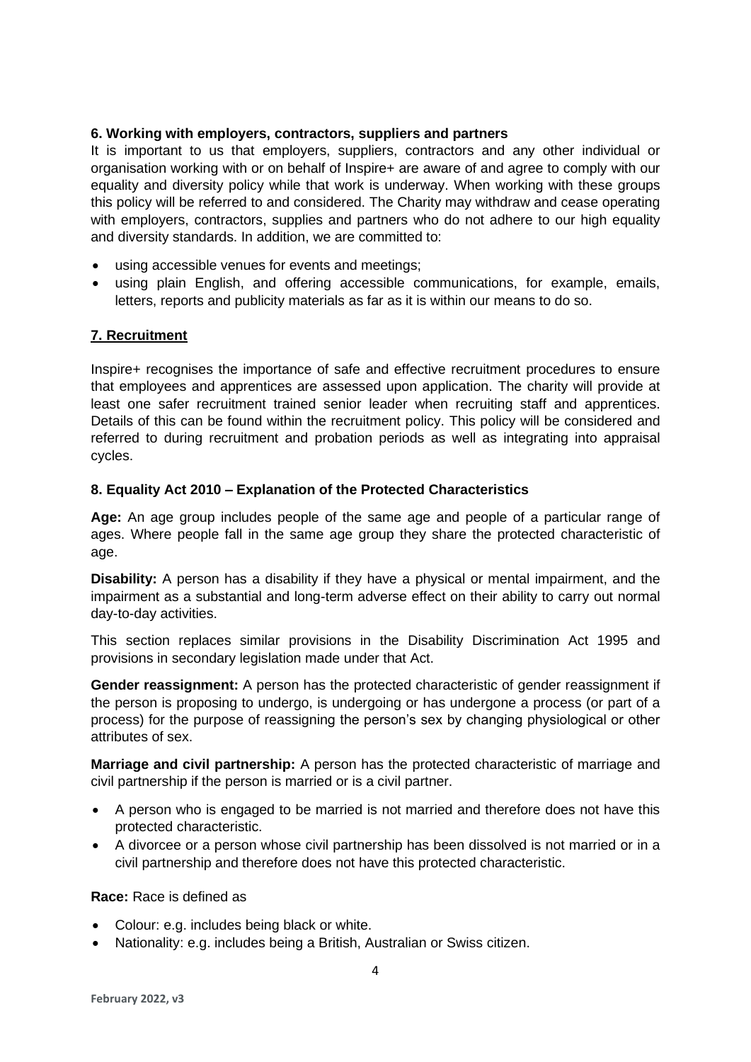### 6. Working with employers, contractors, suppliers and partners

It is important to us that employers, suppliers, contractors and any other individual or organisation working with or on behalf of Inspire+ are aware of and agree to comply with our equality and diversity policy while that work is underway. When working with these groups this policy will be referred to and considered. The Charity may withdraw and cease operating with employers, contractors, supplies and partners who do not adhere to our high equality and diversity standards. In addition, we are committed to:

- using accessible venues for events and meetings;
- using plain English, and offering accessible communications, for example, emails, letters, reports and publicity materials as far as it is within our means to do so.

### 7. Recruitment

Inspire+ recognises the importance of safe and effective recruitment procedures to ensure that employees and apprentices are assessed upon application. The charity will provide at least one safer recruitment trained senior leader when recruiting staff and apprentices. Details of this can be found within the recruitment policy. This policy will be considered and referred to during recruitment and probation periods as well as integrating into appraisal cycles.

### 8. Equality Act 2010 – Explanation of the Protected Characteristics

**Age:** An age group includes people of the same age and people of a particular range of ages. Where people fall in the same age group they share the protected characteristic of age.

**Disability:** A person has a disability if they have a physical or mental impairment, and the impairment as a substantial and long-term adverse effect on their ability to carry out normal day-to-day activities.

This section replaces similar provisions in the Disability Discrimination Act 1995 and provisions in secondary legislation made under that Act.

**Gender reassignment:** A person has the protected characteristic of gender reassignment if the person is proposing to undergo, is undergoing or has undergone a process (or part of a process) for the purpose of reassigning the person's sex by changing physiological or other attributes of sex.

**Marriage and civil partnership:** A person has the protected characteristic of marriage and civil partnership if the person is married or is a civil partner.

- A person who is engaged to be married is not married and therefore does not have this protected characteristic.
- A divorcee or a person whose civil partnership has been dissolved is not married or in a civil partnership and therefore does not have this protected characteristic.

**Race:** Race is defined as

- Colour: e.g. includes being black or white.
- Nationality: e.g. includes being a British, Australian or Swiss citizen.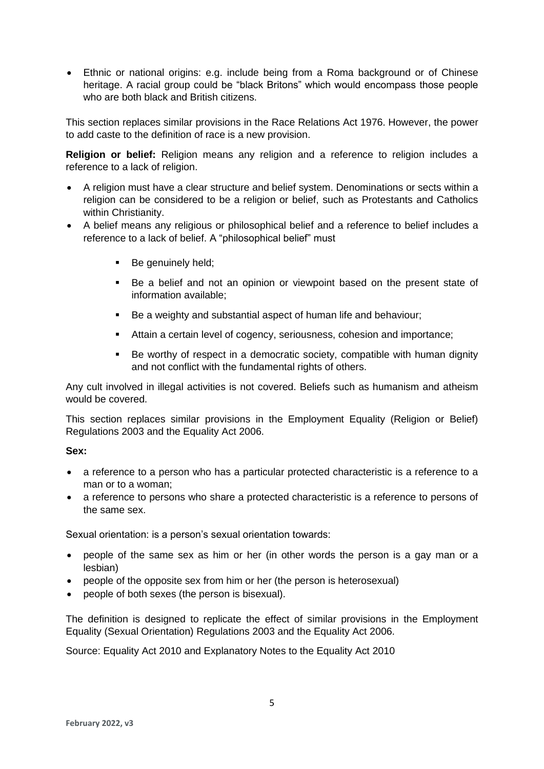- Ethnic or national origins: e.g. include being from a Roma background or of Chinese heritage. A racial group could be "black Britons" which would encompass those people who are both black and British citizens.

This section replaces similar provisions in the Race Relations Act 1976. However, the power to add caste to the definition of race is a new provision.

**Religion or belief:** Religion means any religion and a reference to religion includes a reference to a lack of religion.

- A religion must have a clear structure and belief system. Denominations or sects within a religion can be considered to be a religion or belief, such as Protestants and Catholics within Christianity.
- A belief means any religious or philosophical belief and a reference to belief includes a reference to a lack of belief. A "philosophical belief" must
  - Be genuinely held;
  - Be a belief and not an opinion or viewpoint based on the present state of information available;
  - Be a weighty and substantial aspect of human life and behaviour;
  - Attain a certain level of cogency, seriousness, cohesion and importance;
  - Be worthy of respect in a democratic society, compatible with human dignity and not conflict with the fundamental rights of others.

Any cult involved in illegal activities is not covered. Beliefs such as humanism and atheism would be covered.

This section replaces similar provisions in the Employment Equality (Religion or Belief) Regulations 2003 and the Equality Act 2006.

**Sex:**

- a reference to a person who has a particular protected characteristic is a reference to a man or to a woman;
- a reference to persons who share a protected characteristic is a reference to persons of the same sex.

Sexual orientation: is a person's sexual orientation towards:

- people of the same sex as him or her (in other words the person is a gay man or a lesbian)
- people of the opposite sex from him or her (the person is heterosexual)
- people of both sexes (the person is bisexual).

The definition is designed to replicate the effect of similar provisions in the Employment Equality (Sexual Orientation) Regulations 2003 and the Equality Act 2006.

Source: Equality Act 2010 and Explanatory Notes to the Equality Act 2010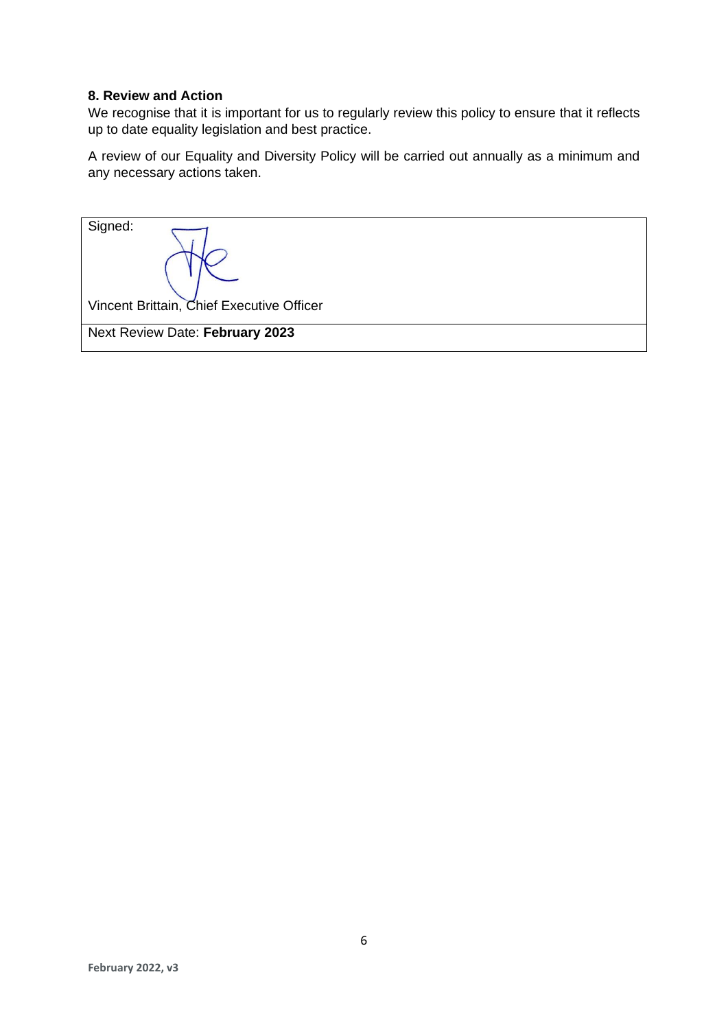## 8. Review and Action

We recognise that it is important for us to regularly review this policy to ensure that it reflects up to date equality legislation and best practice.

A review of our Equality and Diversity Policy will be carried out annually as a minimum and any necessary actions taken.

| |
|---|
| Signed:<br><br>Vincent Brittain, Chief Executive Officer |
| Next Review Date: **February 2023** |

**February 2022, v3**